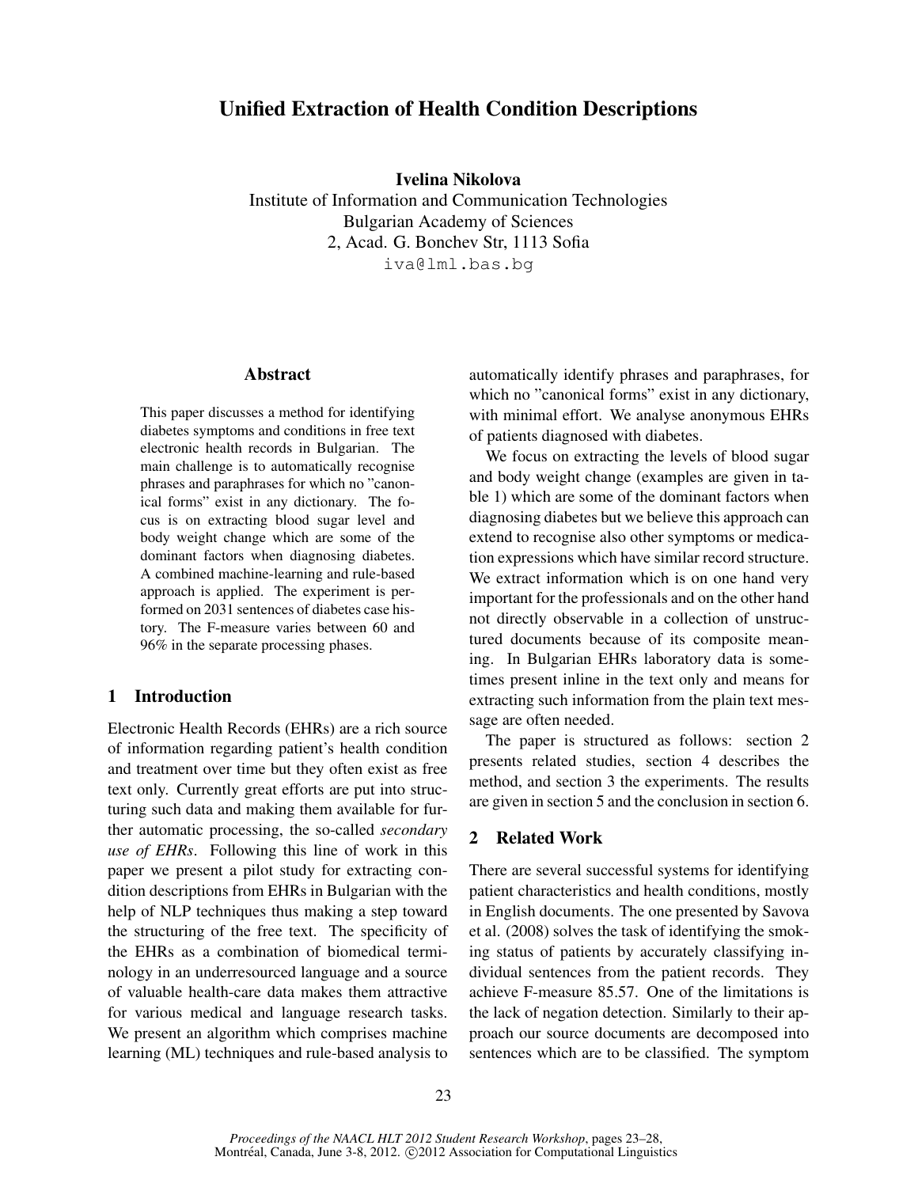# Unified Extraction of Health Condition Descriptions

**Ivelina Nikolova**
Institute of Information and Communication Technologies
Bulgarian Academy of Sciences
2, Acad. G. Bonchev Str, 1113 Sofia
iva@lml.bas.bg

## Abstract

This paper discusses a method for identifying diabetes symptoms and conditions in free text electronic health records in Bulgarian. The main challenge is to automatically recognise phrases and paraphrases for which no "canonical forms" exist in any dictionary. The focus is on extracting blood sugar level and body weight change which are some of the dominant factors when diagnosing diabetes. A combined machine-learning and rule-based approach is applied. The experiment is performed on 2031 sentences of diabetes case history. The F-measure varies between 60 and 96% in the separate processing phases.

## 1 Introduction

Electronic Health Records (EHRs) are a rich source of information regarding patient's health condition and treatment over time but they often exist as free text only. Currently great efforts are put into structuring such data and making them available for further automatic processing, the so-called *secondary use of EHRs*. Following this line of work in this paper we present a pilot study for extracting condition descriptions from EHRs in Bulgarian with the help of NLP techniques thus making a step toward the structuring of the free text. The specificity of the EHRs as a combination of biomedical terminology in an underresourced language and a source of valuable health-care data makes them attractive for various medical and language research tasks. We present an algorithm which comprises machine learning (ML) techniques and rule-based analysis to automatically identify phrases and paraphrases, for which no "canonical forms" exist in any dictionary, with minimal effort. We analyse anonymous EHRs of patients diagnosed with diabetes.

We focus on extracting the levels of blood sugar and body weight change (examples are given in table 1) which are some of the dominant factors when diagnosing diabetes but we believe this approach can extend to recognise also other symptoms or medication expressions which have similar record structure. We extract information which is on one hand very important for the professionals and on the other hand not directly observable in a collection of unstructured documents because of its composite meaning. In Bulgarian EHRs laboratory data is sometimes present inline in the text only and means for extracting such information from the plain text message are often needed.

The paper is structured as follows: section 2 presents related studies, section 4 describes the method, and section 3 the experiments. The results are given in section 5 and the conclusion in section 6.

## 2 Related Work

There are several successful systems for identifying patient characteristics and health conditions, mostly in English documents. The one presented by Savova et al. (2008) solves the task of identifying the smoking status of patients by accurately classifying individual sentences from the patient records. They achieve F-measure 85.57. One of the limitations is the lack of negation detection. Similarly to their approach our source documents are decomposed into sentences which are to be classified. The symptom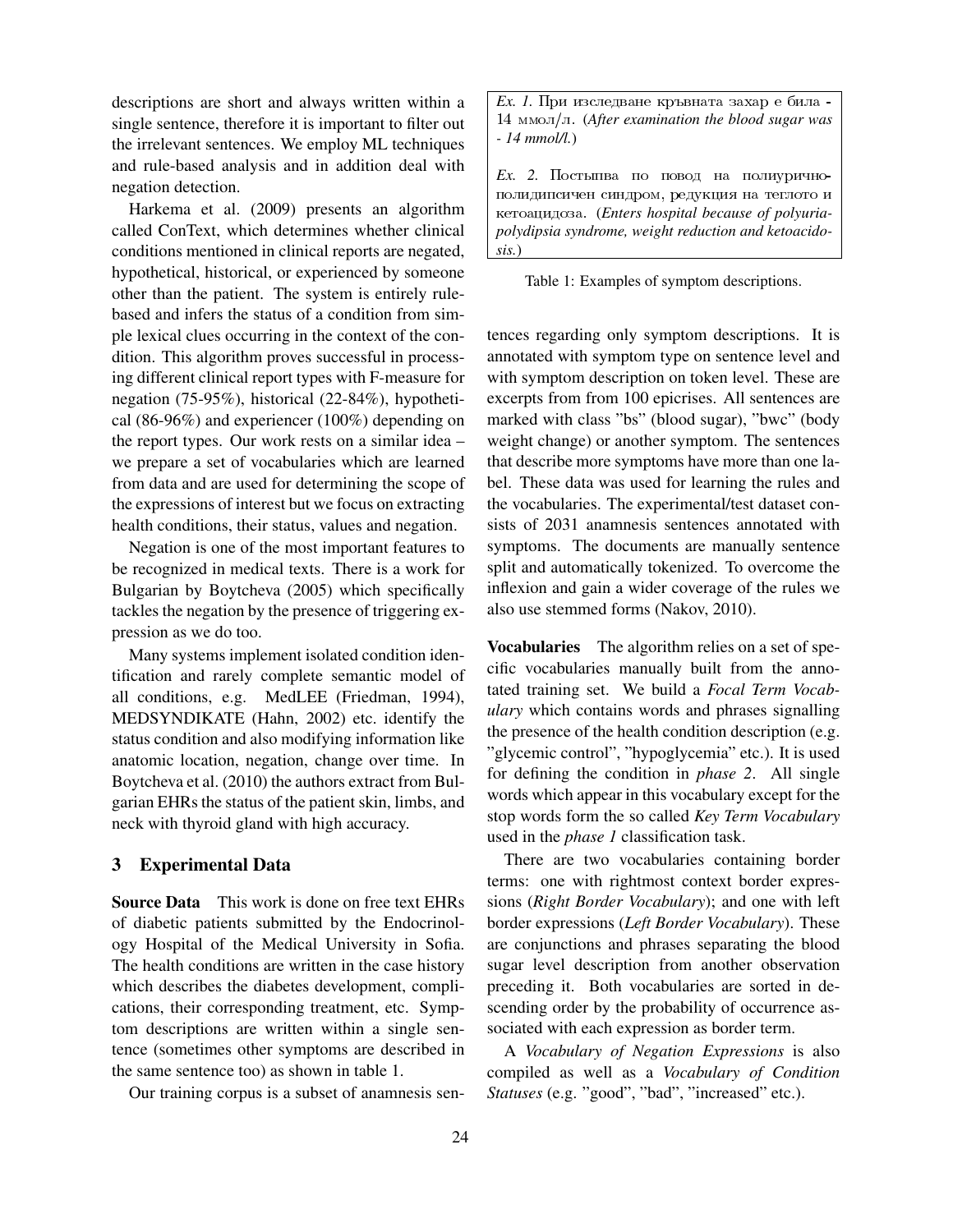descriptions are short and always written within a single sentence, therefore it is important to filter out the irrelevant sentences. We employ ML techniques and rule-based analysis and in addition deal with negation detection.

Harkema et al. (2009) presents an algorithm called ConText, which determines whether clinical conditions mentioned in clinical reports are negated, hypothetical, historical, or experienced by someone other than the patient. The system is entirely rule-based and infers the status of a condition from simple lexical clues occurring in the context of the condition. This algorithm proves successful in processing different clinical report types with F-measure for negation (75-95%), historical (22-84%), hypothetical (86-96%) and experiencer (100%) depending on the report types. Our work rests on a similar idea – we prepare a set of vocabularies which are learned from data and are used for determining the scope of the expressions of interest but we focus on extracting health conditions, their status, values and negation.

Negation is one of the most important features to be recognized in medical texts. There is a work for Bulgarian by Boytcheva (2005) which specifically tackles the negation by the presence of triggering expression as we do too.

Many systems implement isolated condition identification and rarely complete semantic model of all conditions, e.g. MedLEE (Friedman, 1994), MEDSYNDIKATE (Hahn, 2002) etc. identify the status condition and also modifying information like anatomic location, negation, change over time. In Boytcheva et al. (2010) the authors extract from Bulgarian EHRs the status of the patient skin, limbs, and neck with thyroid gland with high accuracy.

## 3 Experimental Data

**Source Data** This work is done on free text EHRs of diabetic patients submitted by the Endocrinology Hospital of the Medical University in Sofia. The health conditions are written in the case history which describes the diabetes development, complications, their corresponding treatment, etc. Symptom descriptions are written within a single sentence (sometimes other symptoms are described in the same sentence too) as shown in table 1.

| |
|---|
| *Ex. 1.* При изследване кръвната захар е била - 14 ммол/л. (***After examination the blood sugar was - 14 mmol/l.***) |
| *Ex. 2.* Постъпва по повод на полиуричнополидипсичен синдром, редукция на теглото и кетоацидоза. (***Enters hospital because of polyuria-polydipsia syndrome, weight reduction and ketoacidosis.***) |

Table 1: Examples of symptom descriptions.

Our training corpus is a subset of anamnesis sentences regarding only symptom descriptions. It is annotated with symptom type on sentence level and with symptom description on token level. These are excerpts from from 100 epicrises. All sentences are marked with class "bs" (blood sugar), "bwc" (body weight change) or another symptom. The sentences that describe more symptoms have more than one label. These data was used for learning the rules and the vocabularies. The experimental/test dataset consists of 2031 anamnesis sentences annotated with symptoms. The documents are manually sentence split and automatically tokenized. To overcome the inflexion and gain a wider coverage of the rules we also use stemmed forms (Nakov, 2010).

**Vocabularies** The algorithm relies on a set of specific vocabularies manually built from the annotated training set. We build a *Focal Term Vocabulary* which contains words and phrases signalling the presence of the health condition description (e.g. "glycemic control", "hypoglycemia" etc.). It is used for defining the condition in *phase 2*. All single words which appear in this vocabulary except for the stop words form the so called *Key Term Vocabulary* used in the *phase 1* classification task.

There are two vocabularies containing border terms: one with rightmost context border expressions (*Right Border Vocabulary*); and one with left border expressions (*Left Border Vocabulary*). These are conjunctions and phrases separating the blood sugar level description from another observation preceding it. Both vocabularies are sorted in descending order by the probability of occurrence associated with each expression as border term.

A *Vocabulary of Negation Expressions* is also compiled as well as a *Vocabulary of Condition Statuses* (e.g. "good", "bad", "increased" etc.).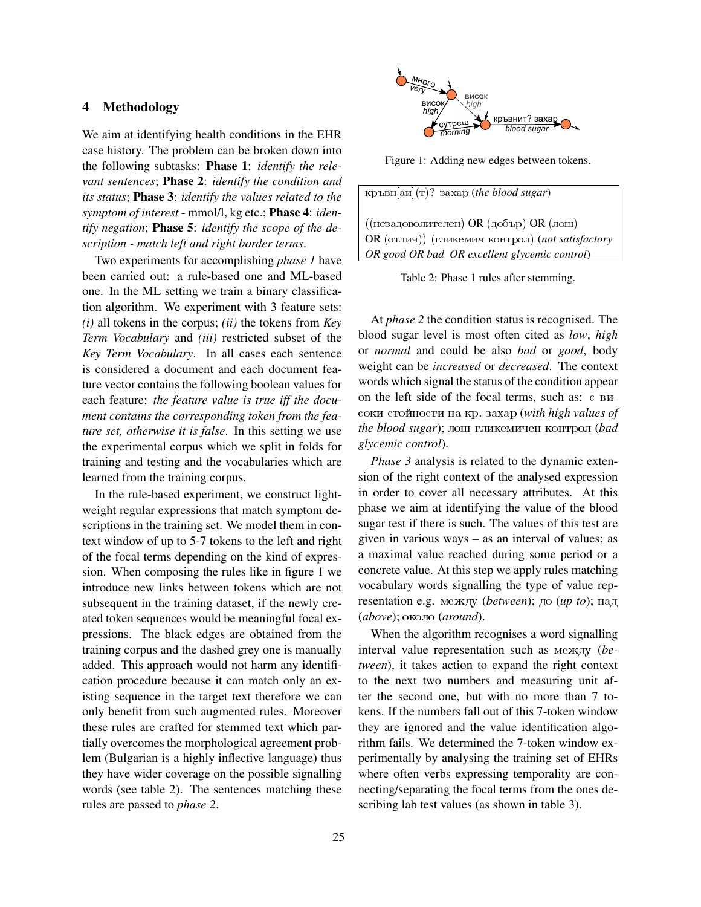## 4 Methodology

We aim at identifying health conditions in the EHR case history. The problem can be broken down into the following subtasks: **Phase 1**: *identify the relevant sentences*; **Phase 2**: *identify the condition and its status*; **Phase 3**: *identify the values related to the symptom of interest* - mmol/l, kg etc.; **Phase 4**: *identify negation*; **Phase 5**: *identify the scope of the description - match left and right border terms*.

Two experiments for accomplishing *phase 1* have been carried out: a rule-based one and ML-based one. In the ML setting we train a binary classification algorithm. We experiment with 3 feature sets: *(i)* all tokens in the corpus; *(ii)* the tokens from *Key Term Vocabulary* and *(iii)* restricted subset of the *Key Term Vocabulary*. In all cases each sentence is considered a document and each document feature vector contains the following boolean values for each feature: *the feature value is true iff the document contains the corresponding token from the feature set, otherwise it is false*. In this setting we use the experimental corpus which we split in folds for training and testing and the vocabularies which are learned from the training corpus.

In the rule-based experiment, we construct lightweight regular expressions that match symptom descriptions in the training set. We model them in context window of up to 5-7 tokens to the left and right of the focal terms depending on the kind of expression. When composing the rules like in figure 1 we introduce new links between tokens which are not subsequent in the training dataset, if the newly created token sequences would be meaningful focal expressions. The black edges are obtained from the training corpus and the dashed grey one is manually added. This approach would not harm any identification procedure because it can match only an existing sequence in the target text therefore we can only benefit from such augmented rules. Moreover these rules are crafted for stemmed text which partially overcomes the morphological agreement problem (Bulgarian is a highly inflective language) thus they have wider coverage on the possible signalling words (see table 2). The sentences matching these rules are passed to *phase 2*.

Figure 1: Adding new edges between tokens.

| кръвн[ай](т)? захар (*the blood sugar*) |
|---|
| ((незадоволителен) OR (добър) OR (лош) OR (отлич)) (гликемич контрол) (*not satisfactory OR good OR bad OR excellent glycemic control*) |

Table 2: Phase 1 rules after stemming.

At *phase 2* the condition status is recognised. The blood sugar level is most often cited as *low*, *high* or *normal* and could be also *bad* or *good*, body weight can be *increased* or *decreased*. The context words which signal the status of the condition appear on the left side of the focal terms, such as: с високи стойности на кр. захар (*with high values of the blood sugar*); лош гликемичен контрол (*bad glycemic control*).

*Phase 3* analysis is related to the dynamic extension of the right context of the analysed expression in order to cover all necessary attributes. At this phase we aim at identifying the value of the blood sugar test if there is such. The values of this test are given in various ways – as an interval of values; as a maximal value reached during some period or a concrete value. At this step we apply rules matching vocabulary words signalling the type of value representation e.g. между (*between*); до (*up to*); над (*above*); около (*around*).

When the algorithm recognises a word signalling interval value representation such as между (*between*), it takes action to expand the right context to the next two numbers and measuring unit after the second one, but with no more than 7 tokens. If the numbers fall out of this 7-token window they are ignored and the value identification algorithm fails. We determined the 7-token window experimentally by analysing the training set of EHRs where often verbs expressing temporality are connecting/separating the focal terms from the ones describing lab test values (as shown in table 3).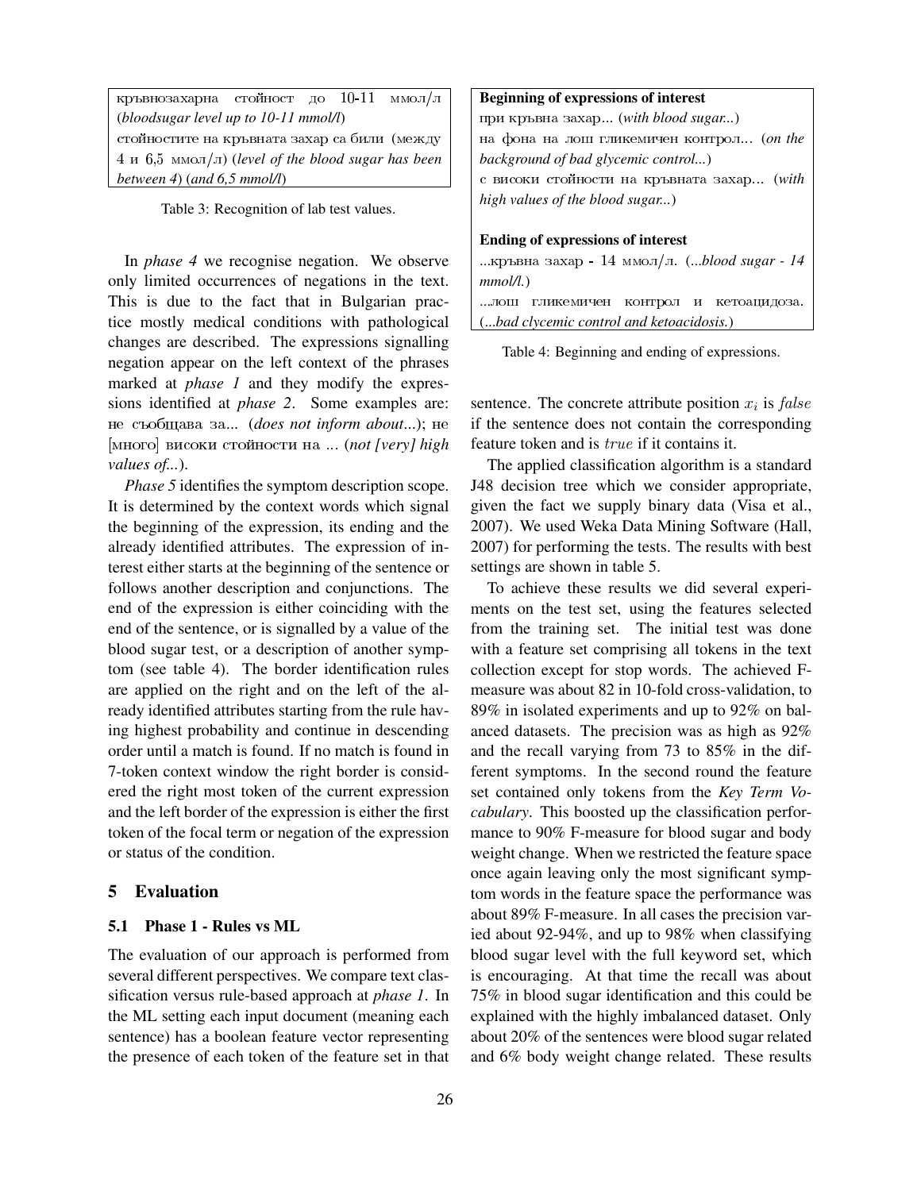| |
|---|
| кръвнозахарна стойност до 10-11 ммол/л (*bloodsugar level up to 10-11 mmol/l*) |
| стойностите на кръвната захар са били (между 4 и 6,5 ммол/л) (*level of the blood sugar has been between 4*) (*and 6,5 mmol/l*) |

Table 3: Recognition of lab test values.

In *phase 4* we recognise negation. We observe only limited occurrences of negations in the text. This is due to the fact that in Bulgarian practice mostly medical conditions with pathological changes are described. The expressions signalling negation appear on the left context of the phrases marked at *phase 1* and they modify the expressions identified at *phase 2*. Some examples are: не съобщава за... (*does not inform about...*); не [много] високи стойности на ... (*not [very] high values of...*).

*Phase 5* identifies the symptom description scope. It is determined by the context words which signal the beginning of the expression, its ending and the already identified attributes. The expression of interest either starts at the beginning of the sentence or follows another description and conjunctions. The end of the expression is either coinciding with the end of the sentence, or is signalled by a value of the blood sugar test, or a description of another symptom (see table 4). The border identification rules are applied on the right and on the left of the already identified attributes starting from the rule having highest probability and continue in descending order until a match is found. If no match is found in 7-token context window the right border is considered the right most token of the current expression and the left border of the expression is either the first token of the focal term or negation of the expression or status of the condition.

| **Beginning of expressions of interest** |
|---|
| при кръвна захар... (*with blood sugar...*) |
| на фона на лош гликемичен контрол... (*on the background of bad glycemic control...*) |
| с високи стойности на кръвната захар... (*with high values of the blood sugar...*) |
| **Ending of expressions of interest** |
| ...кръвна захар - 14 ммол/л. (*...blood sugar - 14 mmol/l.*) |
| ...лош гликемичен контрол и кетоацидоза. (*...bad clycemic control and ketoacidosis.*) |

Table 4: Beginning and ending of expressions.

## 5 Evaluation

### 5.1 Phase 1 - Rules vs ML

The evaluation of our approach is performed from several different perspectives. We compare text classification versus rule-based approach at *phase 1*. In the ML setting each input document (meaning each sentence) has a boolean feature vector representing the presence of each token of the feature set in that sentence. The concrete attribute position $x_i$ is $false$ if the sentence does not contain the corresponding feature token and is $true$ if it contains it.

The applied classification algorithm is a standard J48 decision tree which we consider appropriate, given the fact we supply binary data (Visa et al., 2007). We used Weka Data Mining Software (Hall, 2007) for performing the tests. The results with best settings are shown in table 5.

To achieve these results we did several experiments on the test set, using the features selected from the training set. The initial test was done with a feature set comprising all tokens in the text collection except for stop words. The achieved F-measure was about 82 in 10-fold cross-validation, to 89% in isolated experiments and up to 92% on balanced datasets. The precision was as high as 92% and the recall varying from 73 to 85% in the different symptoms. In the second round the feature set contained only tokens from the *Key Term Vocabulary*. This boosted up the classification performance to 90% F-measure for blood sugar and body weight change. When we restricted the feature space once again leaving only the most significant symptom words in the feature space the performance was about 89% F-measure. In all cases the precision varied about 92-94%, and up to 98% when classifying blood sugar level with the full keyword set, which is encouraging. At that time the recall was about 75% in blood sugar identification and this could be explained with the highly imbalanced dataset. Only about 20% of the sentences were blood sugar related and 6% body weight change related. These results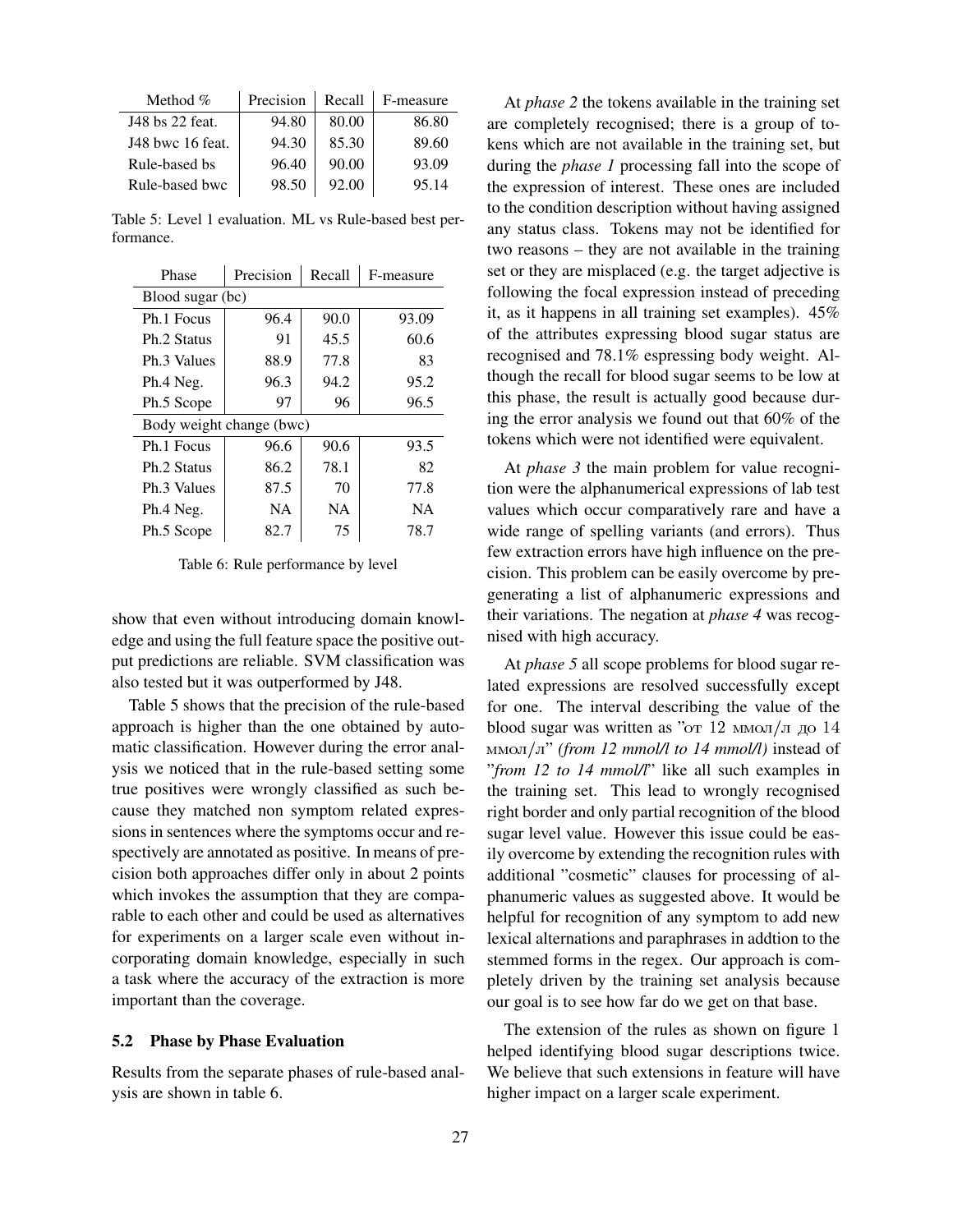| Method % | Precision | Recall | F-measure |
|---|---|---|---|
| J48 bs 22 feat. | 94.80 | 80.00 | 86.80 |
| J48 bwc 16 feat. | 94.30 | 85.30 | 89.60 |
| Rule-based bs | 96.40 | 90.00 | 93.09 |
| Rule-based bwc | 98.50 | 92.00 | 95.14 |

Table 5: Level 1 evaluation. ML vs Rule-based best performance.

| Phase | Precision | Recall | F-measure |
|---|---|---|---|
| Blood sugar (bc) | | | |
| Ph.1 Focus | 96.4 | 90.0 | 93.09 |
| Ph.2 Status | 91 | 45.5 | 60.6 |
| Ph.3 Values | 88.9 | 77.8 | 83 |
| Ph.4 Neg. | 96.3 | 94.2 | 95.2 |
| Ph.5 Scope | 97 | 96 | 96.5 |
| Body weight change (bwc) | | | |
| Ph.1 Focus | 96.6 | 90.6 | 93.5 |
| Ph.2 Status | 86.2 | 78.1 | 82 |
| Ph.3 Values | 87.5 | 70 | 77.8 |
| Ph.4 Neg. | NA | NA | NA |
| Ph.5 Scope | 82.7 | 75 | 78.7 |

Table 6: Rule performance by level

show that even without introducing domain knowledge and using the full feature space the positive output predictions are reliable. SVM classification was also tested but it was outperformed by J48.

Table 5 shows that the precision of the rule-based approach is higher than the one obtained by automatic classification. However during the error analysis we noticed that in the rule-based setting some true positives were wrongly classified as such because they matched non symptom related expressions in sentences where the symptoms occur and respectively are annotated as positive. In means of precision both approaches differ only in about 2 points which invokes the assumption that they are comparable to each other and could be used as alternatives for experiments on a larger scale even without incorporating domain knowledge, especially in such a task where the accuracy of the extraction is more important than the coverage.

### 5.2 Phase by Phase Evaluation

Results from the separate phases of rule-based analysis are shown in table 6.

At *phase 2* the tokens available in the training set are completely recognised; there is a group of tokens which are not available in the training set, but during the *phase 1* processing fall into the scope of the expression of interest. These ones are included to the condition description without having assigned any status class. Tokens may not be identified for two reasons – they are not available in the training set or they are misplaced (e.g. the target adjective is following the focal expression instead of preceding it, as it happens in all training set examples). 45% of the attributes expressing blood sugar status are recognised and 78.1% espressing body weight. Although the recall for blood sugar seems to be low at this phase, the result is actually good because during the error analysis we found out that 60% of the tokens which were not identified were equivalent.

At *phase 3* the main problem for value recognition were the alphanumerical expressions of lab test values which occur comparatively rare and have a wide range of spelling variants (and errors). Thus few extraction errors have high influence on the precision. This problem can be easily overcome by pregenerating a list of alphanumeric expressions and their variations. The negation at *phase 4* was recognised with high accuracy.

At *phase 5* all scope problems for blood sugar related expressions are resolved successfully except for one. The interval describing the value of the blood sugar was written as "от 12 ммол/л до 14 ммол/л" *(from 12 mmol/l to 14 mmol/l)* instead of "*from 12 to 14 mmol/l*" like all such examples in the training set. This lead to wrongly recognised right border and only partial recognition of the blood sugar level value. However this issue could be easily overcome by extending the recognition rules with additional "cosmetic" clauses for processing of alphanumeric values as suggested above. It would be helpful for recognition of any symptom to add new lexical alternations and paraphrases in addtion to the stemmed forms in the regex. Our approach is completely driven by the training set analysis because our goal is to see how far do we get on that base.

The extension of the rules as shown on figure 1 helped identifying blood sugar descriptions twice. We believe that such extensions in feature will have higher impact on a larger scale experiment.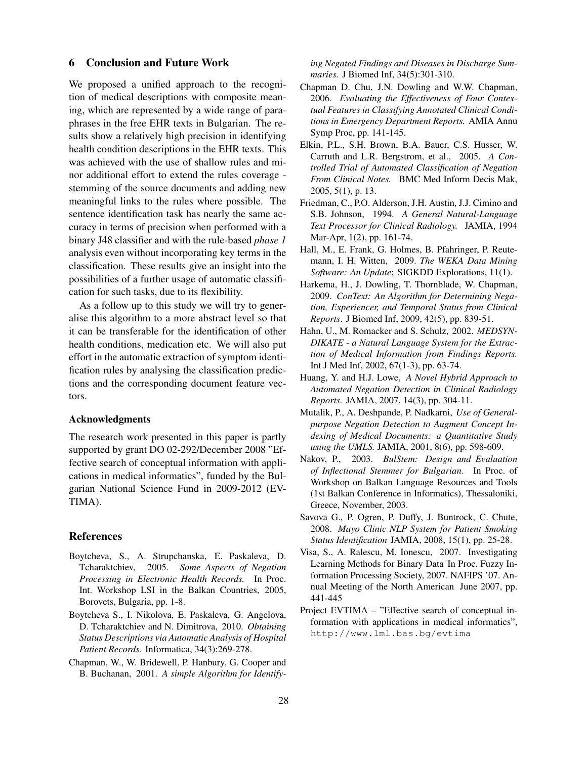## 6 Conclusion and Future Work

We proposed a unified approach to the recognition of medical descriptions with composite meaning, which are represented by a wide range of paraphrases in the free EHR texts in Bulgarian. The results show a relatively high precision in identifying health condition descriptions in the EHR texts. This was achieved with the use of shallow rules and minor additional effort to extend the rules coverage - stemming of the source documents and adding new meaningful links to the rules where possible. The sentence identification task has nearly the same accuracy in terms of precision when performed with a binary J48 classifier and with the rule-based *phase 1* analysis even without incorporating key terms in the classification. These results give an insight into the possibilities of a further usage of automatic classification for such tasks, due to its flexibility.

As a follow up to this study we will try to generalise this algorithm to a more abstract level so that it can be transferable for the identification of other health conditions, medication etc. We will also put effort in the automatic extraction of symptom identification rules by analysing the classification predictions and the corresponding document feature vectors.

### Acknowledgments

The research work presented in this paper is partly supported by grant DO 02-292/December 2008 "Effective search of conceptual information with applications in medical informatics", funded by the Bulgarian National Science Fund in 2009-2012 (EVTIMA).

## References

Boytcheva, S., A. Strupchanska, E. Paskaleva, D. Tcharaktchiev, 2005. *Some Aspects of Negation Processing in Electronic Health Records.* In Proc. Int. Workshop LSI in the Balkan Countries, 2005, Borovets, Bulgaria, pp. 1-8.

Boytcheva S., I. Nikolova, E. Paskaleva, G. Angelova, D. Tcharaktchiev and N. Dimitrova, 2010. *Obtaining Status Descriptions via Automatic Analysis of Hospital Patient Records.* Informatica, 34(3):269-278.

Chapman, W., W. Bridewell, P. Hanbury, G. Cooper and B. Buchanan, 2001. *A simple Algorithm for Identifying Negated Findings and Diseases in Discharge Summaries.* J Biomed Inf, 34(5):301-310.

Chapman D. Chu, J.N. Dowling and W.W. Chapman, 2006. *Evaluating the Effectiveness of Four Contextual Features in Classifying Annotated Clinical Conditions in Emergency Department Reports.* AMIA Annu Symp Proc, pp. 141-145.

Elkin, P.L., S.H. Brown, B.A. Bauer, C.S. Husser, W. Carruth and L.R. Bergstrom, et al., 2005. *A Controlled Trial of Automated Classification of Negation From Clinical Notes.* BMC Med Inform Decis Mak, 2005, 5(1), p. 13.

Friedman, C., P.O. Alderson, J.H. Austin, J.J. Cimino and S.B. Johnson, 1994. *A General Natural-Language Text Processor for Clinical Radiology.* JAMIA, 1994 Mar-Apr, 1(2), pp. 161-74.

Hall, M., E. Frank, G. Holmes, B. Pfahringer, P. Reutemann, I. H. Witten, 2009. *The WEKA Data Mining Software: An Update*; SIGKDD Explorations, 11(1).

Harkema, H., J. Dowling, T. Thornblade, W. Chapman, 2009. *ConText: An Algorithm for Determining Negation, Experiencer, and Temporal Status from Clinical Reports*. J Biomed Inf, 2009, 42(5), pp. 839-51.

Hahn, U., M. Romacker and S. Schulz, 2002. *MEDSYNDIKATE - a Natural Language System for the Extraction of Medical Information from Findings Reports.* Int J Med Inf, 2002, 67(1-3), pp. 63-74.

Huang, Y. and H.J. Lowe, *A Novel Hybrid Approach to Automated Negation Detection in Clinical Radiology Reports.* JAMIA, 2007, 14(3), pp. 304-11.

Mutalik, P., A. Deshpande, P. Nadkarni, *Use of General-purpose Negation Detection to Augment Concept Indexing of Medical Documents: a Quantitative Study using the UMLS.* JAMIA, 2001, 8(6), pp. 598-609.

Nakov, P., 2003. *BulStem: Design and Evaluation of Inflectional Stemmer for Bulgarian.* In Proc. of Workshop on Balkan Language Resources and Tools (1st Balkan Conference in Informatics), Thessaloniki, Greece, November, 2003.

Savova G., P. Ogren, P. Duffy, J. Buntrock, C. Chute, 2008. *Mayo Clinic NLP System for Patient Smoking Status Identification* JAMIA, 2008, 15(1), pp. 25-28.

Visa, S., A. Ralescu, M. Ionescu, 2007. Investigating Learning Methods for Binary Data In Proc. Fuzzy Information Processing Society, 2007. NAFIPS '07. Annual Meeting of the North American June 2007, pp. 441-445

Project EVTIMA – "Effective search of conceptual information with applications in medical informatics", `http://www.lml.bas.bg/evtima`